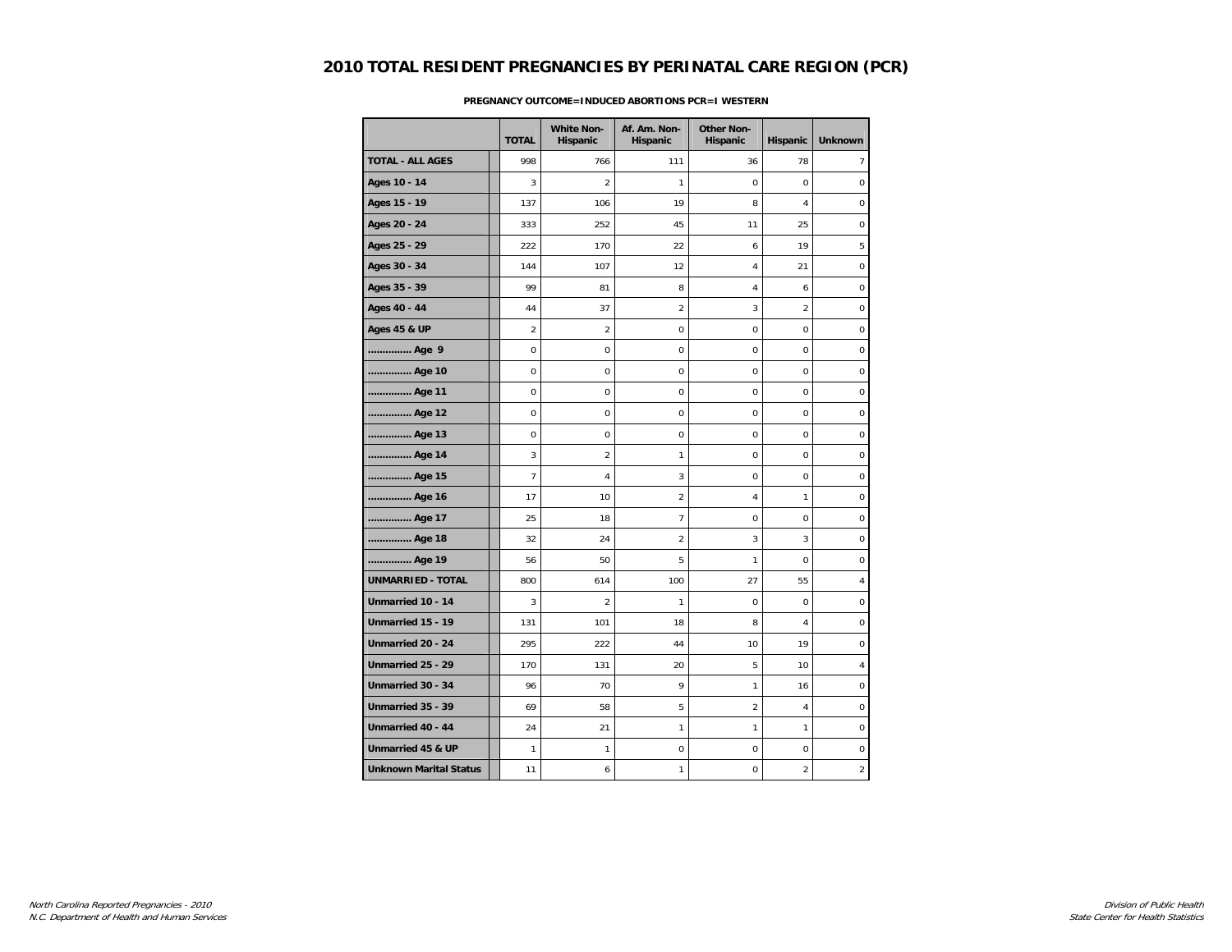# 2010 TOTAL RESIDENT PREGNANCIES BY PERINATAL CARE REGION (PCR)

**PREGNANCY OUTCOME=INDUCED ABORTIONS PCR=I WESTERN**

| | TOTAL | White Non-Hispanic | Af. Am. Non-Hispanic | Other Non-Hispanic | Hispanic | Unknown |
|---|---|---|---|---|---|---|
| **TOTAL - ALL AGES** | 998 | 766 | 111 | 36 | 78 | 7 |
| **Ages 10 - 14** | 3 | 2 | 1 | 0 | 0 | 0 |
| **Ages 15 - 19** | 137 | 106 | 19 | 8 | 4 | 0 |
| **Ages 20 - 24** | 333 | 252 | 45 | 11 | 25 | 0 |
| **Ages 25 - 29** | 222 | 170 | 22 | 6 | 19 | 5 |
| **Ages 30 - 34** | 144 | 107 | 12 | 4 | 21 | 0 |
| **Ages 35 - 39** | 99 | 81 | 8 | 4 | 6 | 0 |
| **Ages 40 - 44** | 44 | 37 | 2 | 3 | 2 | 0 |
| **Ages 45 & UP** | 2 | 2 | 0 | 0 | 0 | 0 |
| **.............. Age 9** | 0 | 0 | 0 | 0 | 0 | 0 |
| **.............. Age 10** | 0 | 0 | 0 | 0 | 0 | 0 |
| **.............. Age 11** | 0 | 0 | 0 | 0 | 0 | 0 |
| **.............. Age 12** | 0 | 0 | 0 | 0 | 0 | 0 |
| **.............. Age 13** | 0 | 0 | 0 | 0 | 0 | 0 |
| **.............. Age 14** | 3 | 2 | 1 | 0 | 0 | 0 |
| **.............. Age 15** | 7 | 4 | 3 | 0 | 0 | 0 |
| **.............. Age 16** | 17 | 10 | 2 | 4 | 1 | 0 |
| **.............. Age 17** | 25 | 18 | 7 | 0 | 0 | 0 |
| **.............. Age 18** | 32 | 24 | 2 | 3 | 3 | 0 |
| **.............. Age 19** | 56 | 50 | 5 | 1 | 0 | 0 |
| **UNMARRIED - TOTAL** | 800 | 614 | 100 | 27 | 55 | 4 |
| **Unmarried 10 - 14** | 3 | 2 | 1 | 0 | 0 | 0 |
| **Unmarried 15 - 19** | 131 | 101 | 18 | 8 | 4 | 0 |
| **Unmarried 20 - 24** | 295 | 222 | 44 | 10 | 19 | 0 |
| **Unmarried 25 - 29** | 170 | 131 | 20 | 5 | 10 | 4 |
| **Unmarried 30 - 34** | 96 | 70 | 9 | 1 | 16 | 0 |
| **Unmarried 35 - 39** | 69 | 58 | 5 | 2 | 4 | 0 |
| **Unmarried 40 - 44** | 24 | 21 | 1 | 1 | 1 | 0 |
| **Unmarried 45 & UP** | 1 | 1 | 0 | 0 | 0 | 0 |
| **Unknown Marital Status** | 11 | 6 | 1 | 0 | 2 | 2 |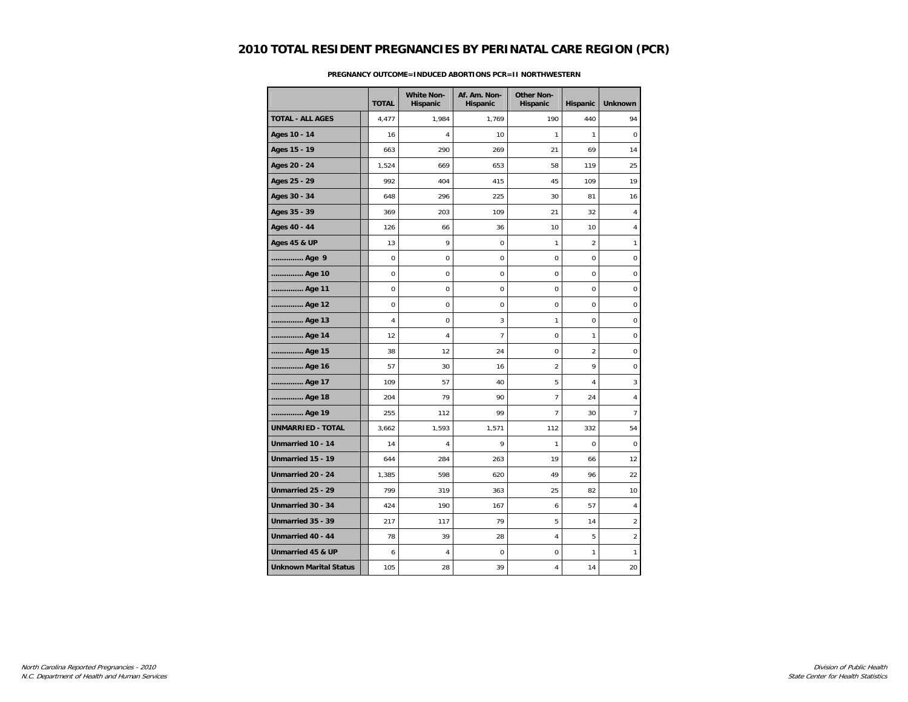# 2010 TOTAL RESIDENT PREGNANCIES BY PERINATAL CARE REGION (PCR)

**PREGNANCY OUTCOME=INDUCED ABORTIONS PCR=II NORTHWESTERN**

| | TOTAL | White Non-Hispanic | Af. Am. Non-Hispanic | Other Non-Hispanic | Hispanic | Unknown |
|---|---|---|---|---|---|---|
| **TOTAL - ALL AGES** | 4,477 | 1,984 | 1,769 | 190 | 440 | 94 |
| **Ages 10 - 14** | 16 | 4 | 10 | 1 | 1 | 0 |
| **Ages 15 - 19** | 663 | 290 | 269 | 21 | 69 | 14 |
| **Ages 20 - 24** | 1,524 | 669 | 653 | 58 | 119 | 25 |
| **Ages 25 - 29** | 992 | 404 | 415 | 45 | 109 | 19 |
| **Ages 30 - 34** | 648 | 296 | 225 | 30 | 81 | 16 |
| **Ages 35 - 39** | 369 | 203 | 109 | 21 | 32 | 4 |
| **Ages 40 - 44** | 126 | 66 | 36 | 10 | 10 | 4 |
| **Ages 45 & UP** | 13 | 9 | 0 | 1 | 2 | 1 |
| **............... Age 9** | 0 | 0 | 0 | 0 | 0 | 0 |
| **............... Age 10** | 0 | 0 | 0 | 0 | 0 | 0 |
| **............... Age 11** | 0 | 0 | 0 | 0 | 0 | 0 |
| **............... Age 12** | 0 | 0 | 0 | 0 | 0 | 0 |
| **............... Age 13** | 4 | 0 | 3 | 1 | 0 | 0 |
| **............... Age 14** | 12 | 4 | 7 | 0 | 1 | 0 |
| **............... Age 15** | 38 | 12 | 24 | 0 | 2 | 0 |
| **............... Age 16** | 57 | 30 | 16 | 2 | 9 | 0 |
| **............... Age 17** | 109 | 57 | 40 | 5 | 4 | 3 |
| **............... Age 18** | 204 | 79 | 90 | 7 | 24 | 4 |
| **............... Age 19** | 255 | 112 | 99 | 7 | 30 | 7 |
| **UNMARRIED - TOTAL** | 3,662 | 1,593 | 1,571 | 112 | 332 | 54 |
| **Unmarried 10 - 14** | 14 | 4 | 9 | 1 | 0 | 0 |
| **Unmarried 15 - 19** | 644 | 284 | 263 | 19 | 66 | 12 |
| **Unmarried 20 - 24** | 1,385 | 598 | 620 | 49 | 96 | 22 |
| **Unmarried 25 - 29** | 799 | 319 | 363 | 25 | 82 | 10 |
| **Unmarried 30 - 34** | 424 | 190 | 167 | 6 | 57 | 4 |
| **Unmarried 35 - 39** | 217 | 117 | 79 | 5 | 14 | 2 |
| **Unmarried 40 - 44** | 78 | 39 | 28 | 4 | 5 | 2 |
| **Unmarried 45 & UP** | 6 | 4 | 0 | 0 | 1 | 1 |
| **Unknown Marital Status** | 105 | 28 | 39 | 4 | 14 | 20 |

*North Carolina Reported Pregnancies - 2010*
*N.C. Department of Health and Human Services*

*Division of Public Health*
*State Center for Health Statistics*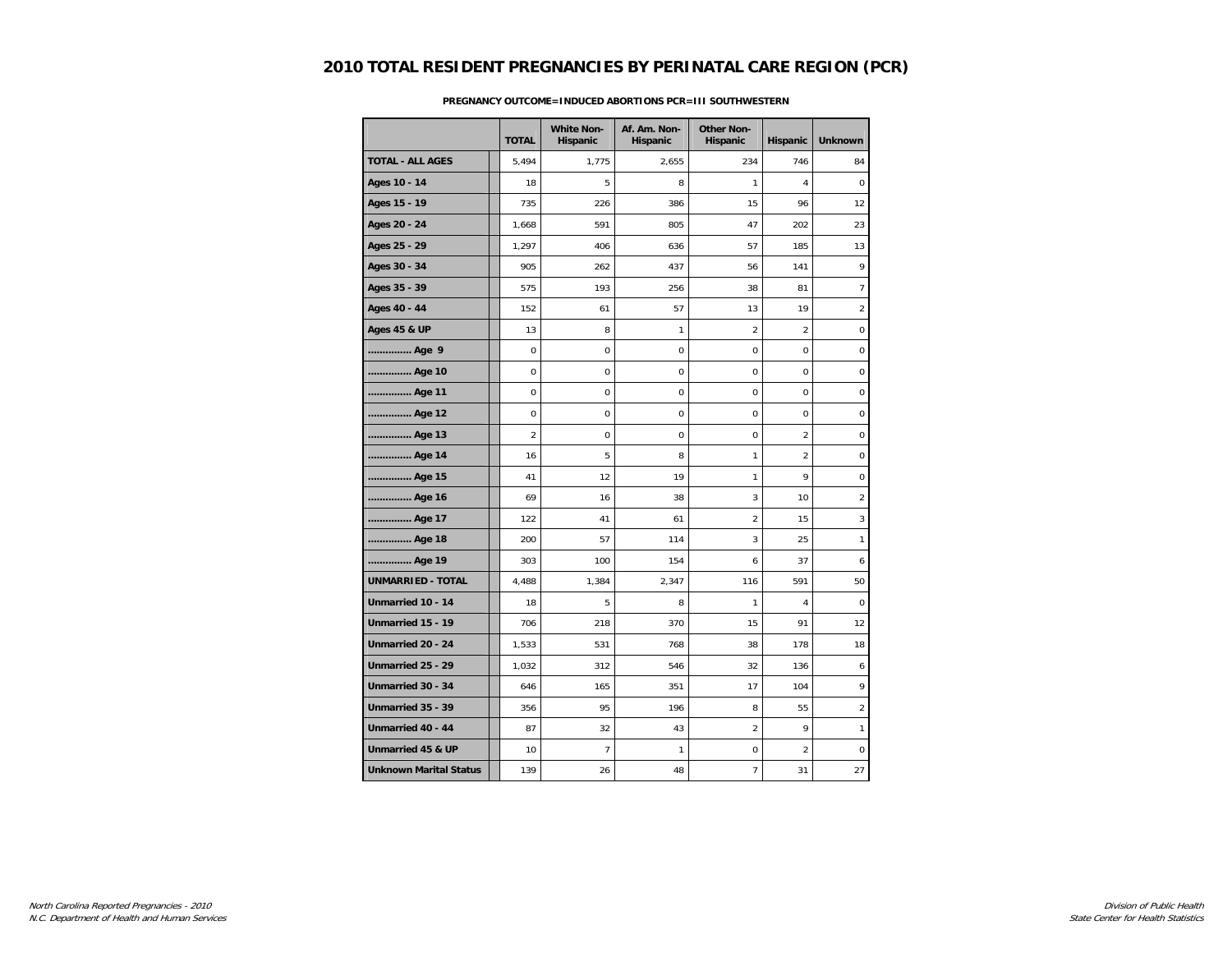# 2010 TOTAL RESIDENT PREGNANCIES BY PERINATAL CARE REGION (PCR)

**PREGNANCY OUTCOME=INDUCED ABORTIONS PCR=III SOUTHWESTERN**

| | TOTAL | White Non-Hispanic | Af. Am. Non-Hispanic | Other Non-Hispanic | Hispanic | Unknown |
|---|---|---|---|---|---|---|
| **TOTAL - ALL AGES** | 5,494 | 1,775 | 2,655 | 234 | 746 | 84 |
| **Ages 10 - 14** | 18 | 5 | 8 | 1 | 4 | 0 |
| **Ages 15 - 19** | 735 | 226 | 386 | 15 | 96 | 12 |
| **Ages 20 - 24** | 1,668 | 591 | 805 | 47 | 202 | 23 |
| **Ages 25 - 29** | 1,297 | 406 | 636 | 57 | 185 | 13 |
| **Ages 30 - 34** | 905 | 262 | 437 | 56 | 141 | 9 |
| **Ages 35 - 39** | 575 | 193 | 256 | 38 | 81 | 7 |
| **Ages 40 - 44** | 152 | 61 | 57 | 13 | 19 | 2 |
| **Ages 45 & UP** | 13 | 8 | 1 | 2 | 2 | 0 |
| **.............. Age 9** | 0 | 0 | 0 | 0 | 0 | 0 |
| **.............. Age 10** | 0 | 0 | 0 | 0 | 0 | 0 |
| **.............. Age 11** | 0 | 0 | 0 | 0 | 0 | 0 |
| **.............. Age 12** | 0 | 0 | 0 | 0 | 0 | 0 |
| **.............. Age 13** | 2 | 0 | 0 | 0 | 2 | 0 |
| **.............. Age 14** | 16 | 5 | 8 | 1 | 2 | 0 |
| **.............. Age 15** | 41 | 12 | 19 | 1 | 9 | 0 |
| **.............. Age 16** | 69 | 16 | 38 | 3 | 10 | 2 |
| **.............. Age 17** | 122 | 41 | 61 | 2 | 15 | 3 |
| **.............. Age 18** | 200 | 57 | 114 | 3 | 25 | 1 |
| **.............. Age 19** | 303 | 100 | 154 | 6 | 37 | 6 |
| **UNMARRIED - TOTAL** | 4,488 | 1,384 | 2,347 | 116 | 591 | 50 |
| **Unmarried 10 - 14** | 18 | 5 | 8 | 1 | 4 | 0 |
| **Unmarried 15 - 19** | 706 | 218 | 370 | 15 | 91 | 12 |
| **Unmarried 20 - 24** | 1,533 | 531 | 768 | 38 | 178 | 18 |
| **Unmarried 25 - 29** | 1,032 | 312 | 546 | 32 | 136 | 6 |
| **Unmarried 30 - 34** | 646 | 165 | 351 | 17 | 104 | 9 |
| **Unmarried 35 - 39** | 356 | 95 | 196 | 8 | 55 | 2 |
| **Unmarried 40 - 44** | 87 | 32 | 43 | 2 | 9 | 1 |
| **Unmarried 45 & UP** | 10 | 7 | 1 | 0 | 2 | 0 |
| **Unknown Marital Status** | 139 | 26 | 48 | 7 | 31 | 27 |

*North Carolina Reported Pregnancies - 2010*
*N.C. Department of Health and Human Services*

*Division of Public Health*
*State Center for Health Statistics*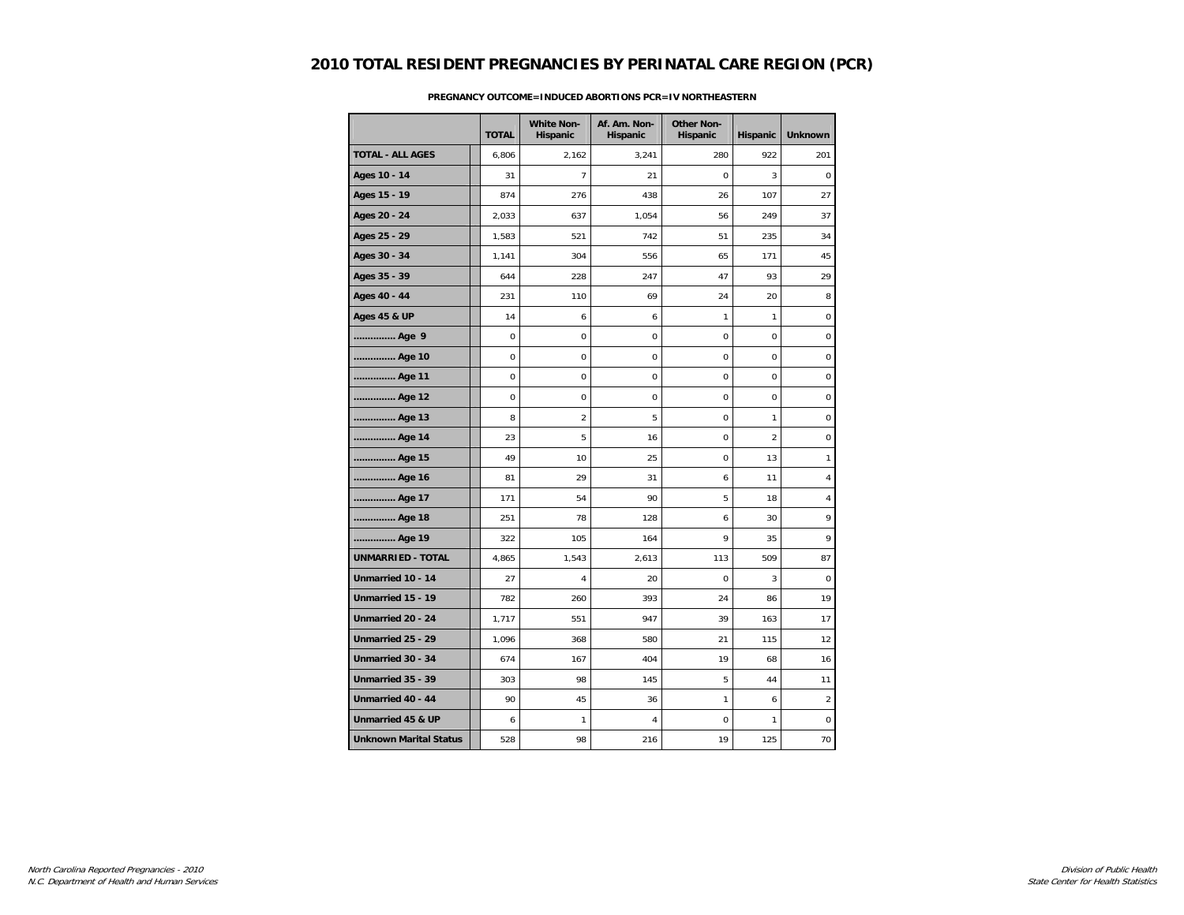# 2010 TOTAL RESIDENT PREGNANCIES BY PERINATAL CARE REGION (PCR)

**PREGNANCY OUTCOME=INDUCED ABORTIONS PCR=IV NORTHEASTERN**

| | TOTAL | White Non-Hispanic | Af. Am. Non-Hispanic | Other Non-Hispanic | Hispanic | Unknown |
|---|---|---|---|---|---|---|
| **TOTAL - ALL AGES** | 6,806 | 2,162 | 3,241 | 280 | 922 | 201 |
| **Ages 10 - 14** | 31 | 7 | 21 | 0 | 3 | 0 |
| **Ages 15 - 19** | 874 | 276 | 438 | 26 | 107 | 27 |
| **Ages 20 - 24** | 2,033 | 637 | 1,054 | 56 | 249 | 37 |
| **Ages 25 - 29** | 1,583 | 521 | 742 | 51 | 235 | 34 |
| **Ages 30 - 34** | 1,141 | 304 | 556 | 65 | 171 | 45 |
| **Ages 35 - 39** | 644 | 228 | 247 | 47 | 93 | 29 |
| **Ages 40 - 44** | 231 | 110 | 69 | 24 | 20 | 8 |
| **Ages 45 & UP** | 14 | 6 | 6 | 1 | 1 | 0 |
| **............... Age 9** | 0 | 0 | 0 | 0 | 0 | 0 |
| **............... Age 10** | 0 | 0 | 0 | 0 | 0 | 0 |
| **............... Age 11** | 0 | 0 | 0 | 0 | 0 | 0 |
| **............... Age 12** | 0 | 0 | 0 | 0 | 0 | 0 |
| **............... Age 13** | 8 | 2 | 5 | 0 | 1 | 0 |
| **............... Age 14** | 23 | 5 | 16 | 0 | 2 | 0 |
| **............... Age 15** | 49 | 10 | 25 | 0 | 13 | 1 |
| **............... Age 16** | 81 | 29 | 31 | 6 | 11 | 4 |
| **............... Age 17** | 171 | 54 | 90 | 5 | 18 | 4 |
| **............... Age 18** | 251 | 78 | 128 | 6 | 30 | 9 |
| **............... Age 19** | 322 | 105 | 164 | 9 | 35 | 9 |
| **UNMARRIED - TOTAL** | 4,865 | 1,543 | 2,613 | 113 | 509 | 87 |
| **Unmarried 10 - 14** | 27 | 4 | 20 | 0 | 3 | 0 |
| **Unmarried 15 - 19** | 782 | 260 | 393 | 24 | 86 | 19 |
| **Unmarried 20 - 24** | 1,717 | 551 | 947 | 39 | 163 | 17 |
| **Unmarried 25 - 29** | 1,096 | 368 | 580 | 21 | 115 | 12 |
| **Unmarried 30 - 34** | 674 | 167 | 404 | 19 | 68 | 16 |
| **Unmarried 35 - 39** | 303 | 98 | 145 | 5 | 44 | 11 |
| **Unmarried 40 - 44** | 90 | 45 | 36 | 1 | 6 | 2 |
| **Unmarried 45 & UP** | 6 | 1 | 4 | 0 | 1 | 0 |
| **Unknown Marital Status** | 528 | 98 | 216 | 19 | 125 | 70 |

*North Carolina Reported Pregnancies - 2010*
*N.C. Department of Health and Human Services*

*Division of Public Health*
*State Center for Health Statistics*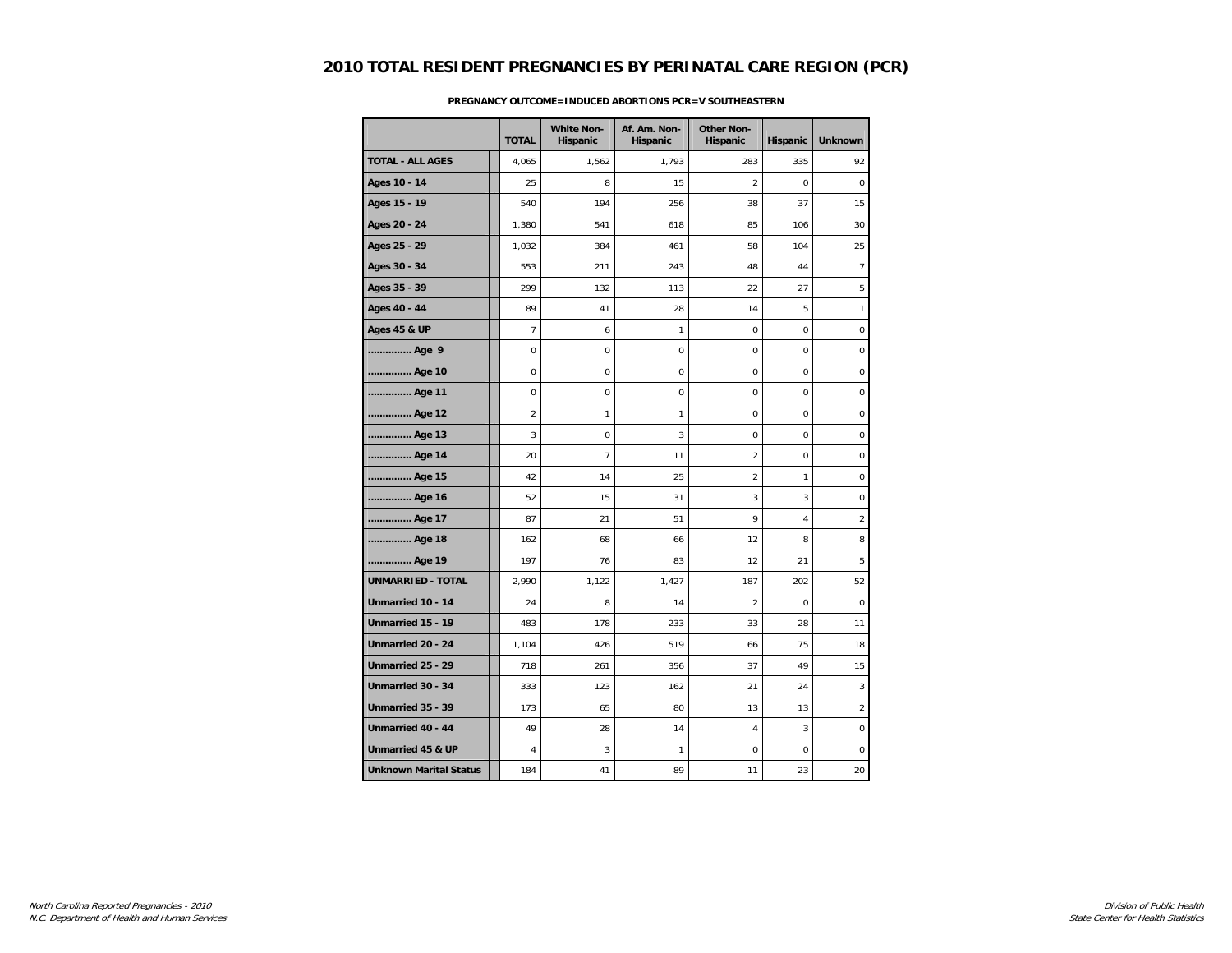# 2010 TOTAL RESIDENT PREGNANCIES BY PERINATAL CARE REGION (PCR)

**PREGNANCY OUTCOME=INDUCED ABORTIONS PCR=V SOUTHEASTERN**

| | TOTAL | White Non-Hispanic | Af. Am. Non-Hispanic | Other Non-Hispanic | Hispanic | Unknown |
|---|---|---|---|---|---|---|
| **TOTAL - ALL AGES** | 4,065 | 1,562 | 1,793 | 283 | 335 | 92 |
| **Ages 10 - 14** | 25 | 8 | 15 | 2 | 0 | 0 |
| **Ages 15 - 19** | 540 | 194 | 256 | 38 | 37 | 15 |
| **Ages 20 - 24** | 1,380 | 541 | 618 | 85 | 106 | 30 |
| **Ages 25 - 29** | 1,032 | 384 | 461 | 58 | 104 | 25 |
| **Ages 30 - 34** | 553 | 211 | 243 | 48 | 44 | 7 |
| **Ages 35 - 39** | 299 | 132 | 113 | 22 | 27 | 5 |
| **Ages 40 - 44** | 89 | 41 | 28 | 14 | 5 | 1 |
| **Ages 45 & UP** | 7 | 6 | 1 | 0 | 0 | 0 |
| **.............. Age 9** | 0 | 0 | 0 | 0 | 0 | 0 |
| **.............. Age 10** | 0 | 0 | 0 | 0 | 0 | 0 |
| **.............. Age 11** | 0 | 0 | 0 | 0 | 0 | 0 |
| **.............. Age 12** | 2 | 1 | 1 | 0 | 0 | 0 |
| **.............. Age 13** | 3 | 0 | 3 | 0 | 0 | 0 |
| **.............. Age 14** | 20 | 7 | 11 | 2 | 0 | 0 |
| **.............. Age 15** | 42 | 14 | 25 | 2 | 1 | 0 |
| **.............. Age 16** | 52 | 15 | 31 | 3 | 3 | 0 |
| **.............. Age 17** | 87 | 21 | 51 | 9 | 4 | 2 |
| **.............. Age 18** | 162 | 68 | 66 | 12 | 8 | 8 |
| **.............. Age 19** | 197 | 76 | 83 | 12 | 21 | 5 |
| **UNMARRIED - TOTAL** | 2,990 | 1,122 | 1,427 | 187 | 202 | 52 |
| **Unmarried 10 - 14** | 24 | 8 | 14 | 2 | 0 | 0 |
| **Unmarried 15 - 19** | 483 | 178 | 233 | 33 | 28 | 11 |
| **Unmarried 20 - 24** | 1,104 | 426 | 519 | 66 | 75 | 18 |
| **Unmarried 25 - 29** | 718 | 261 | 356 | 37 | 49 | 15 |
| **Unmarried 30 - 34** | 333 | 123 | 162 | 21 | 24 | 3 |
| **Unmarried 35 - 39** | 173 | 65 | 80 | 13 | 13 | 2 |
| **Unmarried 40 - 44** | 49 | 28 | 14 | 4 | 3 | 0 |
| **Unmarried 45 & UP** | 4 | 3 | 1 | 0 | 0 | 0 |
| **Unknown Marital Status** | 184 | 41 | 89 | 11 | 23 | 20 |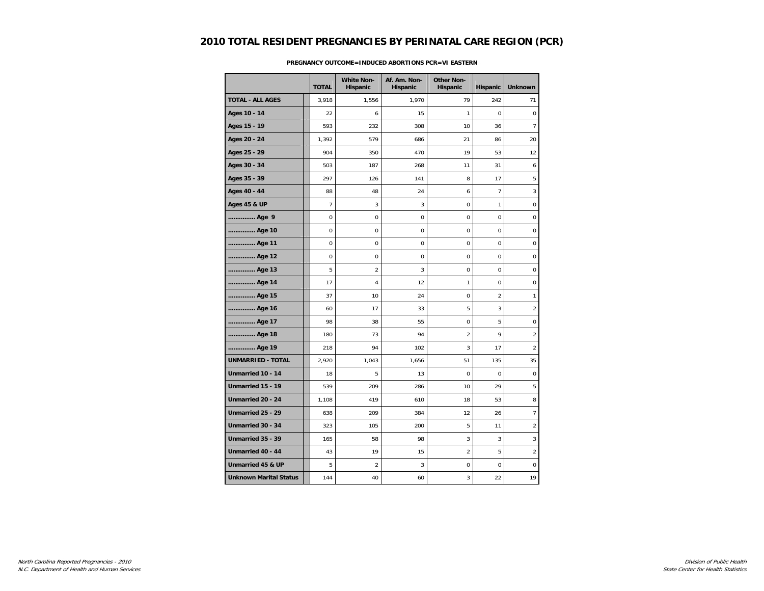# 2010 TOTAL RESIDENT PREGNANCIES BY PERINATAL CARE REGION (PCR)

**PREGNANCY OUTCOME=INDUCED ABORTIONS PCR=VI EASTERN**

| | TOTAL | White Non-Hispanic | Af. Am. Non-Hispanic | Other Non-Hispanic | Hispanic | Unknown |
|---|---|---|---|---|---|---|
| **TOTAL - ALL AGES** | 3,918 | 1,556 | 1,970 | 79 | 242 | 71 |
| **Ages 10 - 14** | 22 | 6 | 15 | 1 | 0 | 0 |
| **Ages 15 - 19** | 593 | 232 | 308 | 10 | 36 | 7 |
| **Ages 20 - 24** | 1,392 | 579 | 686 | 21 | 86 | 20 |
| **Ages 25 - 29** | 904 | 350 | 470 | 19 | 53 | 12 |
| **Ages 30 - 34** | 503 | 187 | 268 | 11 | 31 | 6 |
| **Ages 35 - 39** | 297 | 126 | 141 | 8 | 17 | 5 |
| **Ages 40 - 44** | 88 | 48 | 24 | 6 | 7 | 3 |
| **Ages 45 & UP** | 7 | 3 | 3 | 0 | 1 | 0 |
| **.............. Age 9** | 0 | 0 | 0 | 0 | 0 | 0 |
| **.............. Age 10** | 0 | 0 | 0 | 0 | 0 | 0 |
| **.............. Age 11** | 0 | 0 | 0 | 0 | 0 | 0 |
| **.............. Age 12** | 0 | 0 | 0 | 0 | 0 | 0 |
| **.............. Age 13** | 5 | 2 | 3 | 0 | 0 | 0 |
| **.............. Age 14** | 17 | 4 | 12 | 1 | 0 | 0 |
| **.............. Age 15** | 37 | 10 | 24 | 0 | 2 | 1 |
| **.............. Age 16** | 60 | 17 | 33 | 5 | 3 | 2 |
| **.............. Age 17** | 98 | 38 | 55 | 0 | 5 | 0 |
| **.............. Age 18** | 180 | 73 | 94 | 2 | 9 | 2 |
| **.............. Age 19** | 218 | 94 | 102 | 3 | 17 | 2 |
| **UNMARRIED - TOTAL** | 2,920 | 1,043 | 1,656 | 51 | 135 | 35 |
| **Unmarried 10 - 14** | 18 | 5 | 13 | 0 | 0 | 0 |
| **Unmarried 15 - 19** | 539 | 209 | 286 | 10 | 29 | 5 |
| **Unmarried 20 - 24** | 1,108 | 419 | 610 | 18 | 53 | 8 |
| **Unmarried 25 - 29** | 638 | 209 | 384 | 12 | 26 | 7 |
| **Unmarried 30 - 34** | 323 | 105 | 200 | 5 | 11 | 2 |
| **Unmarried 35 - 39** | 165 | 58 | 98 | 3 | 3 | 3 |
| **Unmarried 40 - 44** | 43 | 19 | 15 | 2 | 5 | 2 |
| **Unmarried 45 & UP** | 5 | 2 | 3 | 0 | 0 | 0 |
| **Unknown Marital Status** | 144 | 40 | 60 | 3 | 22 | 19 |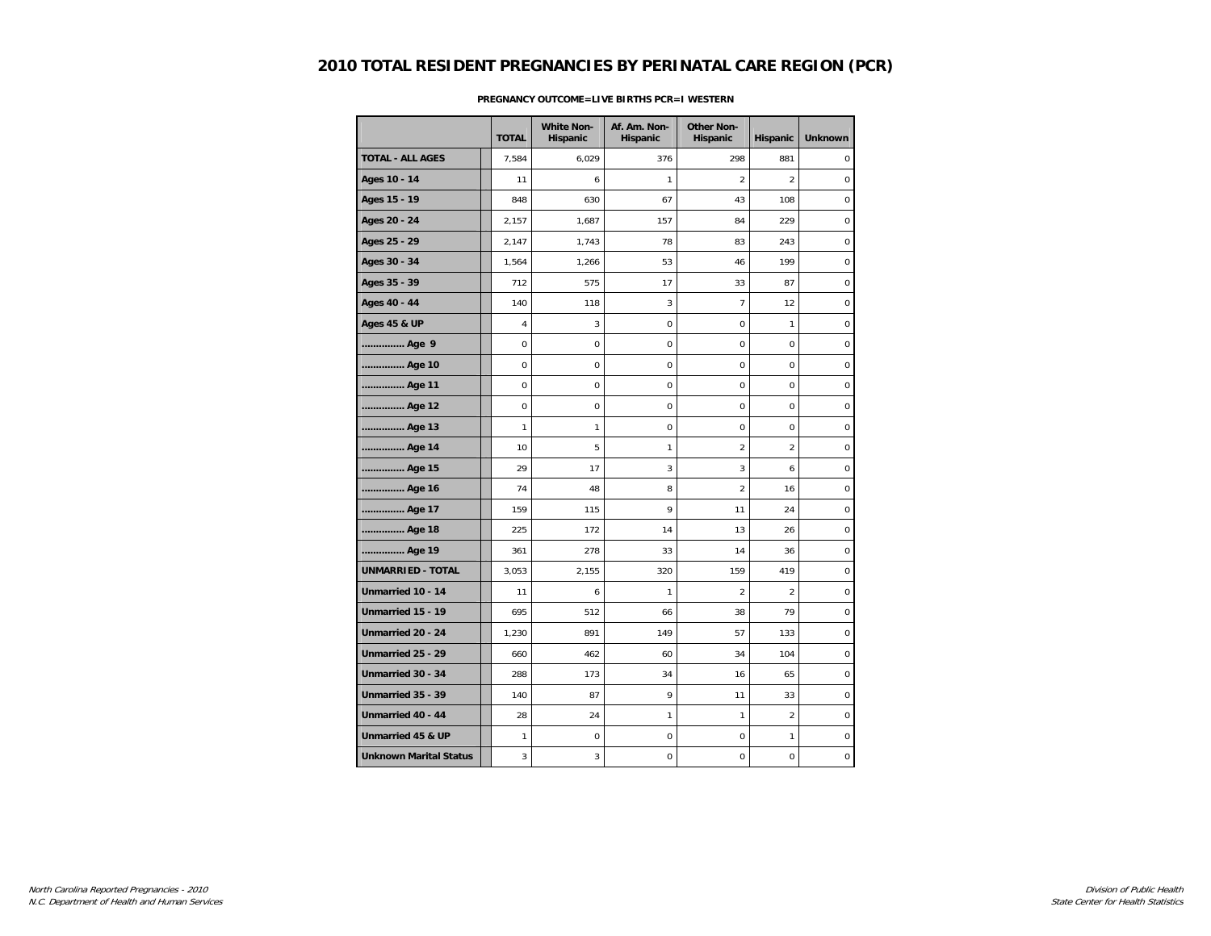# 2010 TOTAL RESIDENT PREGNANCIES BY PERINATAL CARE REGION (PCR)

**PREGNANCY OUTCOME=LIVE BIRTHS PCR=I WESTERN**

| | TOTAL | White Non-Hispanic | Af. Am. Non-Hispanic | Other Non-Hispanic | Hispanic | Unknown |
|---|---|---|---|---|---|---|
| **TOTAL - ALL AGES** | 7,584 | 6,029 | 376 | 298 | 881 | 0 |
| **Ages 10 - 14** | 11 | 6 | 1 | 2 | 2 | 0 |
| **Ages 15 - 19** | 848 | 630 | 67 | 43 | 108 | 0 |
| **Ages 20 - 24** | 2,157 | 1,687 | 157 | 84 | 229 | 0 |
| **Ages 25 - 29** | 2,147 | 1,743 | 78 | 83 | 243 | 0 |
| **Ages 30 - 34** | 1,564 | 1,266 | 53 | 46 | 199 | 0 |
| **Ages 35 - 39** | 712 | 575 | 17 | 33 | 87 | 0 |
| **Ages 40 - 44** | 140 | 118 | 3 | 7 | 12 | 0 |
| **Ages 45 & UP** | 4 | 3 | 0 | 0 | 1 | 0 |
| **.............. Age 9** | 0 | 0 | 0 | 0 | 0 | 0 |
| **.............. Age 10** | 0 | 0 | 0 | 0 | 0 | 0 |
| **.............. Age 11** | 0 | 0 | 0 | 0 | 0 | 0 |
| **.............. Age 12** | 0 | 0 | 0 | 0 | 0 | 0 |
| **.............. Age 13** | 1 | 1 | 0 | 0 | 0 | 0 |
| **.............. Age 14** | 10 | 5 | 1 | 2 | 2 | 0 |
| **.............. Age 15** | 29 | 17 | 3 | 3 | 6 | 0 |
| **.............. Age 16** | 74 | 48 | 8 | 2 | 16 | 0 |
| **.............. Age 17** | 159 | 115 | 9 | 11 | 24 | 0 |
| **.............. Age 18** | 225 | 172 | 14 | 13 | 26 | 0 |
| **.............. Age 19** | 361 | 278 | 33 | 14 | 36 | 0 |
| **UNMARRIED - TOTAL** | 3,053 | 2,155 | 320 | 159 | 419 | 0 |
| **Unmarried 10 - 14** | 11 | 6 | 1 | 2 | 2 | 0 |
| **Unmarried 15 - 19** | 695 | 512 | 66 | 38 | 79 | 0 |
| **Unmarried 20 - 24** | 1,230 | 891 | 149 | 57 | 133 | 0 |
| **Unmarried 25 - 29** | 660 | 462 | 60 | 34 | 104 | 0 |
| **Unmarried 30 - 34** | 288 | 173 | 34 | 16 | 65 | 0 |
| **Unmarried 35 - 39** | 140 | 87 | 9 | 11 | 33 | 0 |
| **Unmarried 40 - 44** | 28 | 24 | 1 | 1 | 2 | 0 |
| **Unmarried 45 & UP** | 1 | 0 | 0 | 0 | 1 | 0 |
| **Unknown Marital Status** | 3 | 3 | 0 | 0 | 0 | 0 |

*North Carolina Reported Pregnancies - 2010*
*N.C. Department of Health and Human Services*

*Division of Public Health*
*State Center for Health Statistics*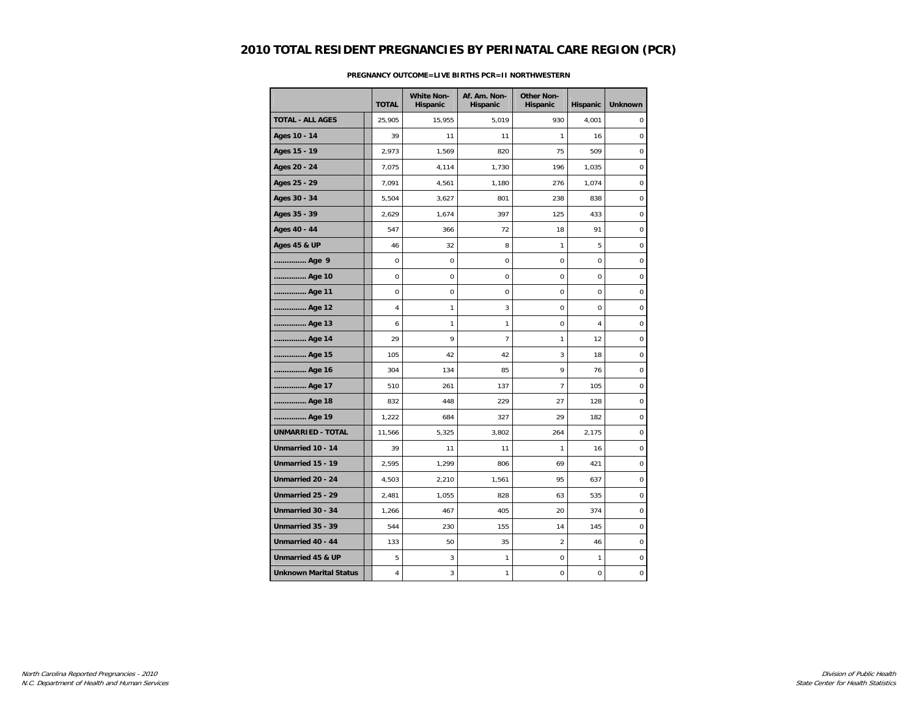# 2010 TOTAL RESIDENT PREGNANCIES BY PERINATAL CARE REGION (PCR)

**PREGNANCY OUTCOME=LIVE BIRTHS PCR=II NORTHWESTERN**

| | TOTAL | White Non-Hispanic | Af. Am. Non-Hispanic | Other Non-Hispanic | Hispanic | Unknown |
|---|---|---|---|---|---|---|
| **TOTAL - ALL AGES** | 25,905 | 15,955 | 5,019 | 930 | 4,001 | 0 |
| **Ages 10 - 14** | 39 | 11 | 11 | 1 | 16 | 0 |
| **Ages 15 - 19** | 2,973 | 1,569 | 820 | 75 | 509 | 0 |
| **Ages 20 - 24** | 7,075 | 4,114 | 1,730 | 196 | 1,035 | 0 |
| **Ages 25 - 29** | 7,091 | 4,561 | 1,180 | 276 | 1,074 | 0 |
| **Ages 30 - 34** | 5,504 | 3,627 | 801 | 238 | 838 | 0 |
| **Ages 35 - 39** | 2,629 | 1,674 | 397 | 125 | 433 | 0 |
| **Ages 40 - 44** | 547 | 366 | 72 | 18 | 91 | 0 |
| **Ages 45 & UP** | 46 | 32 | 8 | 1 | 5 | 0 |
| **.............. Age 9** | 0 | 0 | 0 | 0 | 0 | 0 |
| **.............. Age 10** | 0 | 0 | 0 | 0 | 0 | 0 |
| **.............. Age 11** | 0 | 0 | 0 | 0 | 0 | 0 |
| **.............. Age 12** | 4 | 1 | 3 | 0 | 0 | 0 |
| **.............. Age 13** | 6 | 1 | 1 | 0 | 4 | 0 |
| **.............. Age 14** | 29 | 9 | 7 | 1 | 12 | 0 |
| **.............. Age 15** | 105 | 42 | 42 | 3 | 18 | 0 |
| **.............. Age 16** | 304 | 134 | 85 | 9 | 76 | 0 |
| **.............. Age 17** | 510 | 261 | 137 | 7 | 105 | 0 |
| **.............. Age 18** | 832 | 448 | 229 | 27 | 128 | 0 |
| **.............. Age 19** | 1,222 | 684 | 327 | 29 | 182 | 0 |
| **UNMARRIED - TOTAL** | 11,566 | 5,325 | 3,802 | 264 | 2,175 | 0 |
| **Unmarried 10 - 14** | 39 | 11 | 11 | 1 | 16 | 0 |
| **Unmarried 15 - 19** | 2,595 | 1,299 | 806 | 69 | 421 | 0 |
| **Unmarried 20 - 24** | 4,503 | 2,210 | 1,561 | 95 | 637 | 0 |
| **Unmarried 25 - 29** | 2,481 | 1,055 | 828 | 63 | 535 | 0 |
| **Unmarried 30 - 34** | 1,266 | 467 | 405 | 20 | 374 | 0 |
| **Unmarried 35 - 39** | 544 | 230 | 155 | 14 | 145 | 0 |
| **Unmarried 40 - 44** | 133 | 50 | 35 | 2 | 46 | 0 |
| **Unmarried 45 & UP** | 5 | 3 | 1 | 0 | 1 | 0 |
| **Unknown Marital Status** | 4 | 3 | 1 | 0 | 0 | 0 |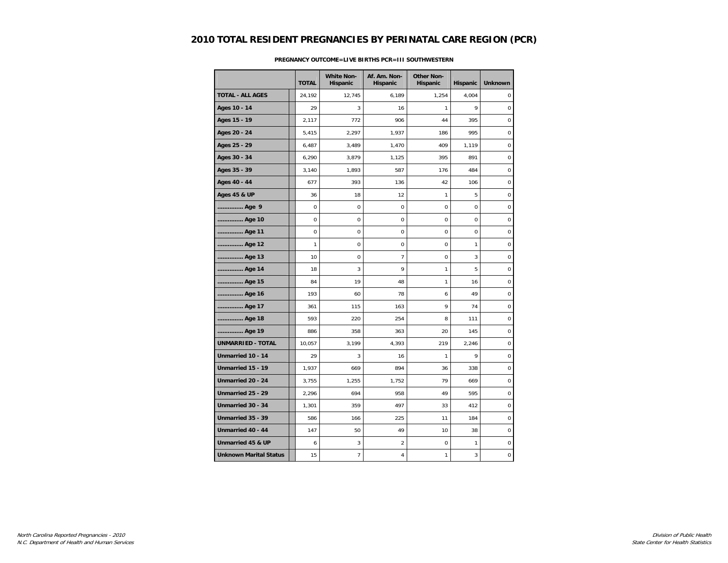# 2010 TOTAL RESIDENT PREGNANCIES BY PERINATAL CARE REGION (PCR)

**PREGNANCY OUTCOME=LIVE BIRTHS PCR=III SOUTHWESTERN**

| | TOTAL | White Non-Hispanic | Af. Am. Non-Hispanic | Other Non-Hispanic | Hispanic | Unknown |
|---|---|---|---|---|---|---|
| **TOTAL - ALL AGES** | 24,192 | 12,745 | 6,189 | 1,254 | 4,004 | 0 |
| **Ages 10 - 14** | 29 | 3 | 16 | 1 | 9 | 0 |
| **Ages 15 - 19** | 2,117 | 772 | 906 | 44 | 395 | 0 |
| **Ages 20 - 24** | 5,415 | 2,297 | 1,937 | 186 | 995 | 0 |
| **Ages 25 - 29** | 6,487 | 3,489 | 1,470 | 409 | 1,119 | 0 |
| **Ages 30 - 34** | 6,290 | 3,879 | 1,125 | 395 | 891 | 0 |
| **Ages 35 - 39** | 3,140 | 1,893 | 587 | 176 | 484 | 0 |
| **Ages 40 - 44** | 677 | 393 | 136 | 42 | 106 | 0 |
| **Ages 45 & UP** | 36 | 18 | 12 | 1 | 5 | 0 |
| **.............. Age 9** | 0 | 0 | 0 | 0 | 0 | 0 |
| **.............. Age 10** | 0 | 0 | 0 | 0 | 0 | 0 |
| **.............. Age 11** | 0 | 0 | 0 | 0 | 0 | 0 |
| **.............. Age 12** | 1 | 0 | 0 | 0 | 1 | 0 |
| **.............. Age 13** | 10 | 0 | 7 | 0 | 3 | 0 |
| **.............. Age 14** | 18 | 3 | 9 | 1 | 5 | 0 |
| **.............. Age 15** | 84 | 19 | 48 | 1 | 16 | 0 |
| **.............. Age 16** | 193 | 60 | 78 | 6 | 49 | 0 |
| **.............. Age 17** | 361 | 115 | 163 | 9 | 74 | 0 |
| **.............. Age 18** | 593 | 220 | 254 | 8 | 111 | 0 |
| **.............. Age 19** | 886 | 358 | 363 | 20 | 145 | 0 |
| **UNMARRIED - TOTAL** | 10,057 | 3,199 | 4,393 | 219 | 2,246 | 0 |
| **Unmarried 10 - 14** | 29 | 3 | 16 | 1 | 9 | 0 |
| **Unmarried 15 - 19** | 1,937 | 669 | 894 | 36 | 338 | 0 |
| **Unmarried 20 - 24** | 3,755 | 1,255 | 1,752 | 79 | 669 | 0 |
| **Unmarried 25 - 29** | 2,296 | 694 | 958 | 49 | 595 | 0 |
| **Unmarried 30 - 34** | 1,301 | 359 | 497 | 33 | 412 | 0 |
| **Unmarried 35 - 39** | 586 | 166 | 225 | 11 | 184 | 0 |
| **Unmarried 40 - 44** | 147 | 50 | 49 | 10 | 38 | 0 |
| **Unmarried 45 & UP** | 6 | 3 | 2 | 0 | 1 | 0 |
| **Unknown Marital Status** | 15 | 7 | 4 | 1 | 3 | 0 |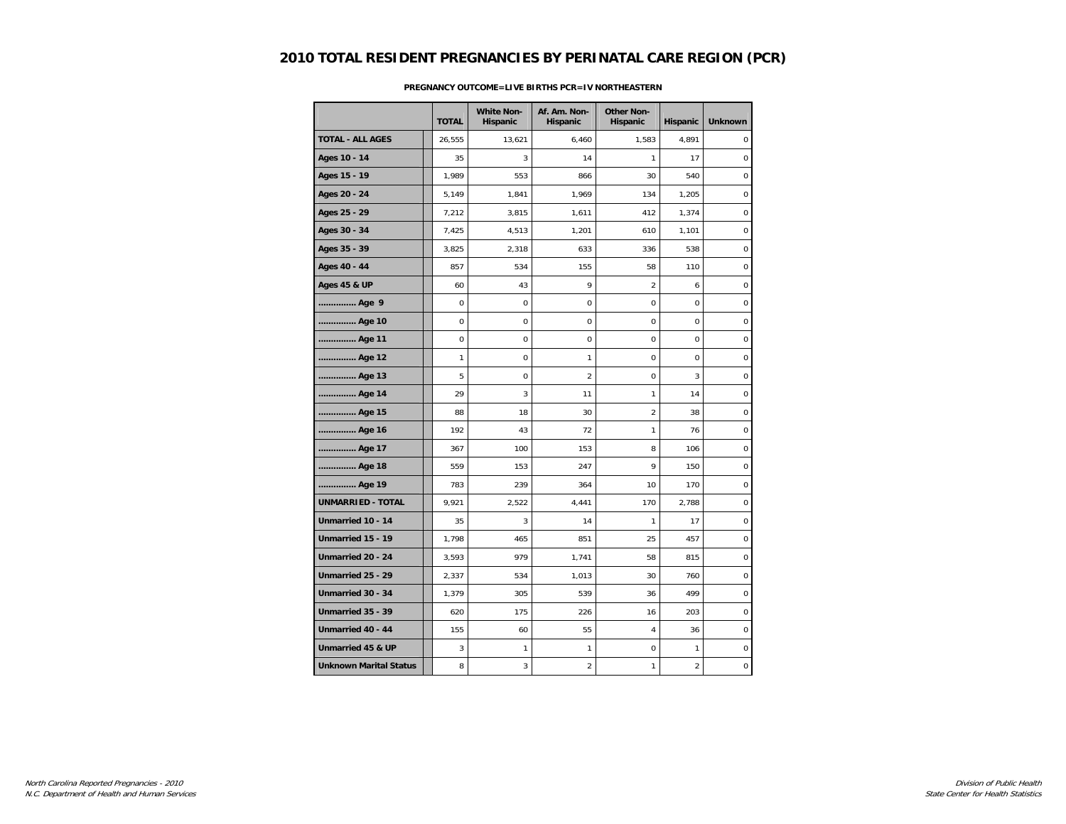# 2010 TOTAL RESIDENT PREGNANCIES BY PERINATAL CARE REGION (PCR)

**PREGNANCY OUTCOME=LIVE BIRTHS PCR=IV NORTHEASTERN**

| | TOTAL | White Non-Hispanic | Af. Am. Non-Hispanic | Other Non-Hispanic | Hispanic | Unknown |
|---|---|---|---|---|---|---|
| **TOTAL - ALL AGES** | 26,555 | 13,621 | 6,460 | 1,583 | 4,891 | 0 |
| **Ages 10 - 14** | 35 | 3 | 14 | 1 | 17 | 0 |
| **Ages 15 - 19** | 1,989 | 553 | 866 | 30 | 540 | 0 |
| **Ages 20 - 24** | 5,149 | 1,841 | 1,969 | 134 | 1,205 | 0 |
| **Ages 25 - 29** | 7,212 | 3,815 | 1,611 | 412 | 1,374 | 0 |
| **Ages 30 - 34** | 7,425 | 4,513 | 1,201 | 610 | 1,101 | 0 |
| **Ages 35 - 39** | 3,825 | 2,318 | 633 | 336 | 538 | 0 |
| **Ages 40 - 44** | 857 | 534 | 155 | 58 | 110 | 0 |
| **Ages 45 & UP** | 60 | 43 | 9 | 2 | 6 | 0 |
| **.............. Age 9** | 0 | 0 | 0 | 0 | 0 | 0 |
| **.............. Age 10** | 0 | 0 | 0 | 0 | 0 | 0 |
| **.............. Age 11** | 0 | 0 | 0 | 0 | 0 | 0 |
| **.............. Age 12** | 1 | 0 | 1 | 0 | 0 | 0 |
| **.............. Age 13** | 5 | 0 | 2 | 0 | 3 | 0 |
| **.............. Age 14** | 29 | 3 | 11 | 1 | 14 | 0 |
| **.............. Age 15** | 88 | 18 | 30 | 2 | 38 | 0 |
| **.............. Age 16** | 192 | 43 | 72 | 1 | 76 | 0 |
| **.............. Age 17** | 367 | 100 | 153 | 8 | 106 | 0 |
| **.............. Age 18** | 559 | 153 | 247 | 9 | 150 | 0 |
| **.............. Age 19** | 783 | 239 | 364 | 10 | 170 | 0 |
| **UNMARRIED - TOTAL** | 9,921 | 2,522 | 4,441 | 170 | 2,788 | 0 |
| **Unmarried 10 - 14** | 35 | 3 | 14 | 1 | 17 | 0 |
| **Unmarried 15 - 19** | 1,798 | 465 | 851 | 25 | 457 | 0 |
| **Unmarried 20 - 24** | 3,593 | 979 | 1,741 | 58 | 815 | 0 |
| **Unmarried 25 - 29** | 2,337 | 534 | 1,013 | 30 | 760 | 0 |
| **Unmarried 30 - 34** | 1,379 | 305 | 539 | 36 | 499 | 0 |
| **Unmarried 35 - 39** | 620 | 175 | 226 | 16 | 203 | 0 |
| **Unmarried 40 - 44** | 155 | 60 | 55 | 4 | 36 | 0 |
| **Unmarried 45 & UP** | 3 | 1 | 1 | 0 | 1 | 0 |
| **Unknown Marital Status** | 8 | 3 | 2 | 1 | 2 | 0 |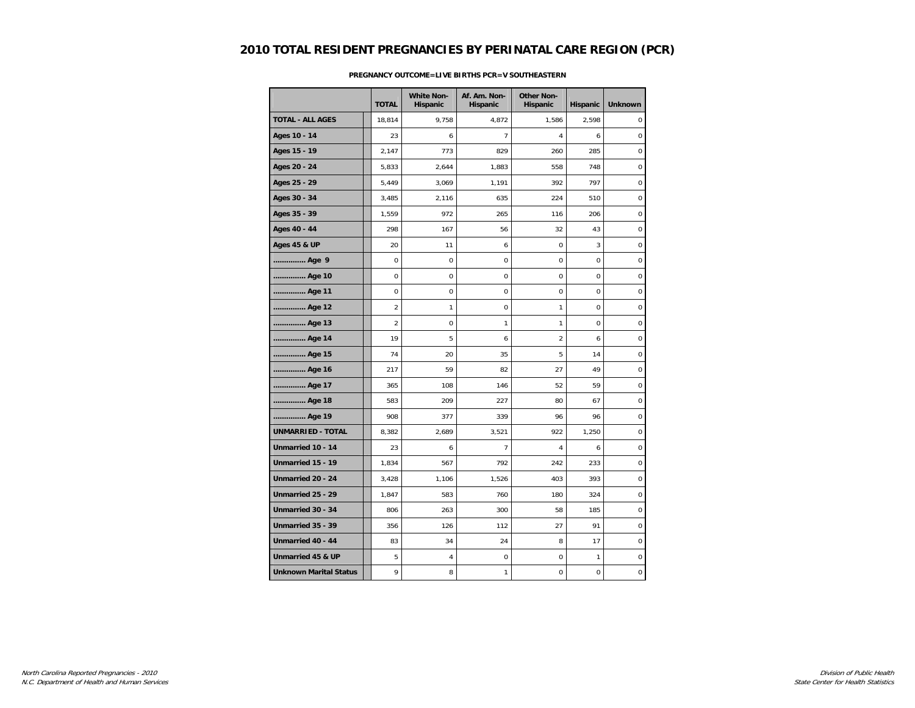# 2010 TOTAL RESIDENT PREGNANCIES BY PERINATAL CARE REGION (PCR)

**PREGNANCY OUTCOME=LIVE BIRTHS PCR=V SOUTHEASTERN**

| | TOTAL | White Non-Hispanic | Af. Am. Non-Hispanic | Other Non-Hispanic | Hispanic | Unknown |
|---|---|---|---|---|---|---|
| **TOTAL - ALL AGES** | 18,814 | 9,758 | 4,872 | 1,586 | 2,598 | 0 |
| **Ages 10 - 14** | 23 | 6 | 7 | 4 | 6 | 0 |
| **Ages 15 - 19** | 2,147 | 773 | 829 | 260 | 285 | 0 |
| **Ages 20 - 24** | 5,833 | 2,644 | 1,883 | 558 | 748 | 0 |
| **Ages 25 - 29** | 5,449 | 3,069 | 1,191 | 392 | 797 | 0 |
| **Ages 30 - 34** | 3,485 | 2,116 | 635 | 224 | 510 | 0 |
| **Ages 35 - 39** | 1,559 | 972 | 265 | 116 | 206 | 0 |
| **Ages 40 - 44** | 298 | 167 | 56 | 32 | 43 | 0 |
| **Ages 45 & UP** | 20 | 11 | 6 | 0 | 3 | 0 |
| **.............. Age 9** | 0 | 0 | 0 | 0 | 0 | 0 |
| **.............. Age 10** | 0 | 0 | 0 | 0 | 0 | 0 |
| **.............. Age 11** | 0 | 0 | 0 | 0 | 0 | 0 |
| **.............. Age 12** | 2 | 1 | 0 | 1 | 0 | 0 |
| **.............. Age 13** | 2 | 0 | 1 | 1 | 0 | 0 |
| **.............. Age 14** | 19 | 5 | 6 | 2 | 6 | 0 |
| **.............. Age 15** | 74 | 20 | 35 | 5 | 14 | 0 |
| **.............. Age 16** | 217 | 59 | 82 | 27 | 49 | 0 |
| **.............. Age 17** | 365 | 108 | 146 | 52 | 59 | 0 |
| **.............. Age 18** | 583 | 209 | 227 | 80 | 67 | 0 |
| **.............. Age 19** | 908 | 377 | 339 | 96 | 96 | 0 |
| **UNMARRIED - TOTAL** | 8,382 | 2,689 | 3,521 | 922 | 1,250 | 0 |
| **Unmarried 10 - 14** | 23 | 6 | 7 | 4 | 6 | 0 |
| **Unmarried 15 - 19** | 1,834 | 567 | 792 | 242 | 233 | 0 |
| **Unmarried 20 - 24** | 3,428 | 1,106 | 1,526 | 403 | 393 | 0 |
| **Unmarried 25 - 29** | 1,847 | 583 | 760 | 180 | 324 | 0 |
| **Unmarried 30 - 34** | 806 | 263 | 300 | 58 | 185 | 0 |
| **Unmarried 35 - 39** | 356 | 126 | 112 | 27 | 91 | 0 |
| **Unmarried 40 - 44** | 83 | 34 | 24 | 8 | 17 | 0 |
| **Unmarried 45 & UP** | 5 | 4 | 0 | 0 | 1 | 0 |
| **Unknown Marital Status** | 9 | 8 | 1 | 0 | 0 | 0 |

*North Carolina Reported Pregnancies - 2010*
*N.C. Department of Health and Human Services*

*Division of Public Health*
*State Center for Health Statistics*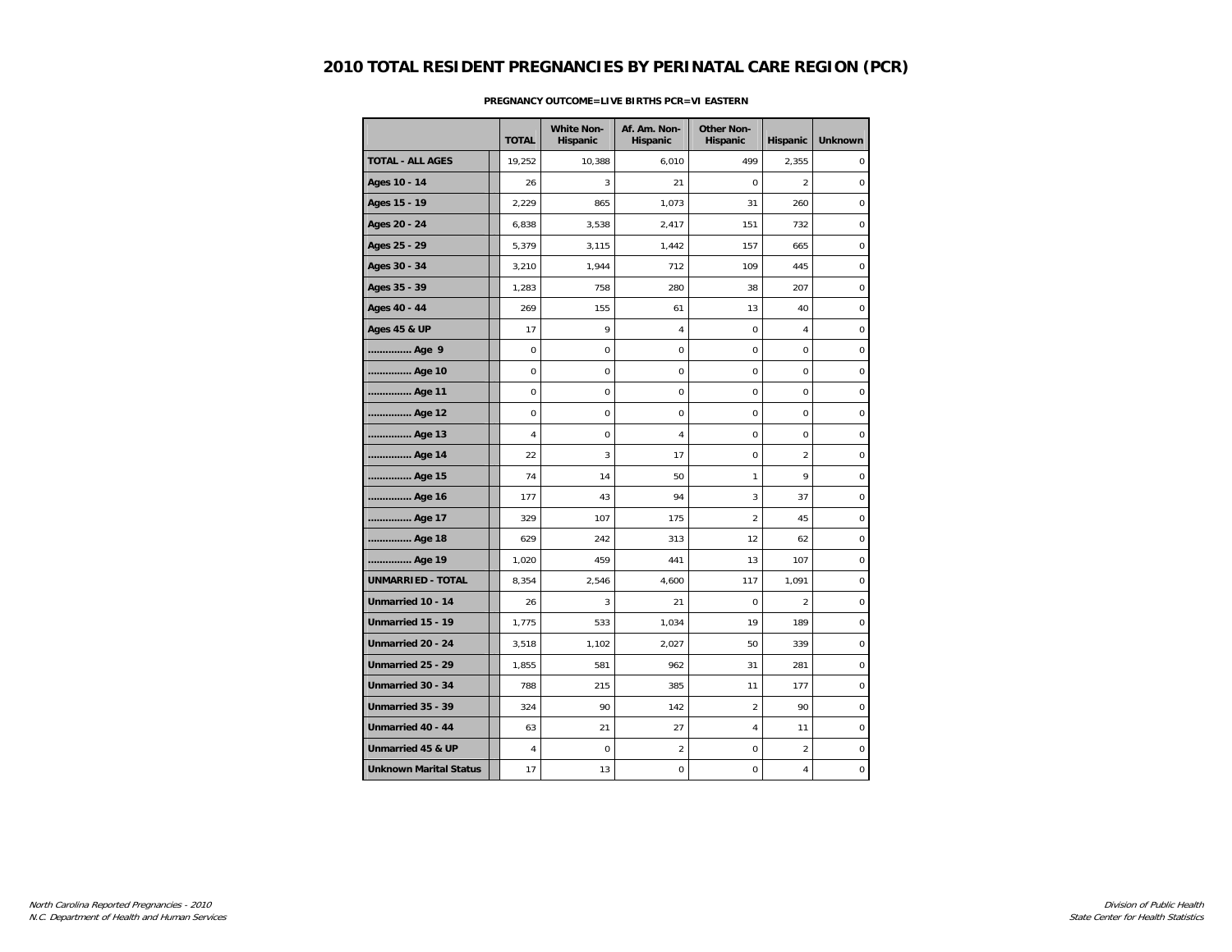# 2010 TOTAL RESIDENT PREGNANCIES BY PERINATAL CARE REGION (PCR)

**PREGNANCY OUTCOME=LIVE BIRTHS PCR=VI EASTERN**

| | TOTAL | White Non-Hispanic | Af. Am. Non-Hispanic | Other Non-Hispanic | Hispanic | Unknown |
|---|---|---|---|---|---|---|
| **TOTAL - ALL AGES** | 19,252 | 10,388 | 6,010 | 499 | 2,355 | 0 |
| **Ages 10 - 14** | 26 | 3 | 21 | 0 | 2 | 0 |
| **Ages 15 - 19** | 2,229 | 865 | 1,073 | 31 | 260 | 0 |
| **Ages 20 - 24** | 6,838 | 3,538 | 2,417 | 151 | 732 | 0 |
| **Ages 25 - 29** | 5,379 | 3,115 | 1,442 | 157 | 665 | 0 |
| **Ages 30 - 34** | 3,210 | 1,944 | 712 | 109 | 445 | 0 |
| **Ages 35 - 39** | 1,283 | 758 | 280 | 38 | 207 | 0 |
| **Ages 40 - 44** | 269 | 155 | 61 | 13 | 40 | 0 |
| **Ages 45 & UP** | 17 | 9 | 4 | 0 | 4 | 0 |
| **.............. Age 9** | 0 | 0 | 0 | 0 | 0 | 0 |
| **.............. Age 10** | 0 | 0 | 0 | 0 | 0 | 0 |
| **.............. Age 11** | 0 | 0 | 0 | 0 | 0 | 0 |
| **.............. Age 12** | 0 | 0 | 0 | 0 | 0 | 0 |
| **.............. Age 13** | 4 | 0 | 4 | 0 | 0 | 0 |
| **.............. Age 14** | 22 | 3 | 17 | 0 | 2 | 0 |
| **.............. Age 15** | 74 | 14 | 50 | 1 | 9 | 0 |
| **.............. Age 16** | 177 | 43 | 94 | 3 | 37 | 0 |
| **.............. Age 17** | 329 | 107 | 175 | 2 | 45 | 0 |
| **.............. Age 18** | 629 | 242 | 313 | 12 | 62 | 0 |
| **.............. Age 19** | 1,020 | 459 | 441 | 13 | 107 | 0 |
| **UNMARRIED - TOTAL** | 8,354 | 2,546 | 4,600 | 117 | 1,091 | 0 |
| **Unmarried 10 - 14** | 26 | 3 | 21 | 0 | 2 | 0 |
| **Unmarried 15 - 19** | 1,775 | 533 | 1,034 | 19 | 189 | 0 |
| **Unmarried 20 - 24** | 3,518 | 1,102 | 2,027 | 50 | 339 | 0 |
| **Unmarried 25 - 29** | 1,855 | 581 | 962 | 31 | 281 | 0 |
| **Unmarried 30 - 34** | 788 | 215 | 385 | 11 | 177 | 0 |
| **Unmarried 35 - 39** | 324 | 90 | 142 | 2 | 90 | 0 |
| **Unmarried 40 - 44** | 63 | 21 | 27 | 4 | 11 | 0 |
| **Unmarried 45 & UP** | 4 | 0 | 2 | 0 | 2 | 0 |
| **Unknown Marital Status** | 17 | 13 | 0 | 0 | 4 | 0 |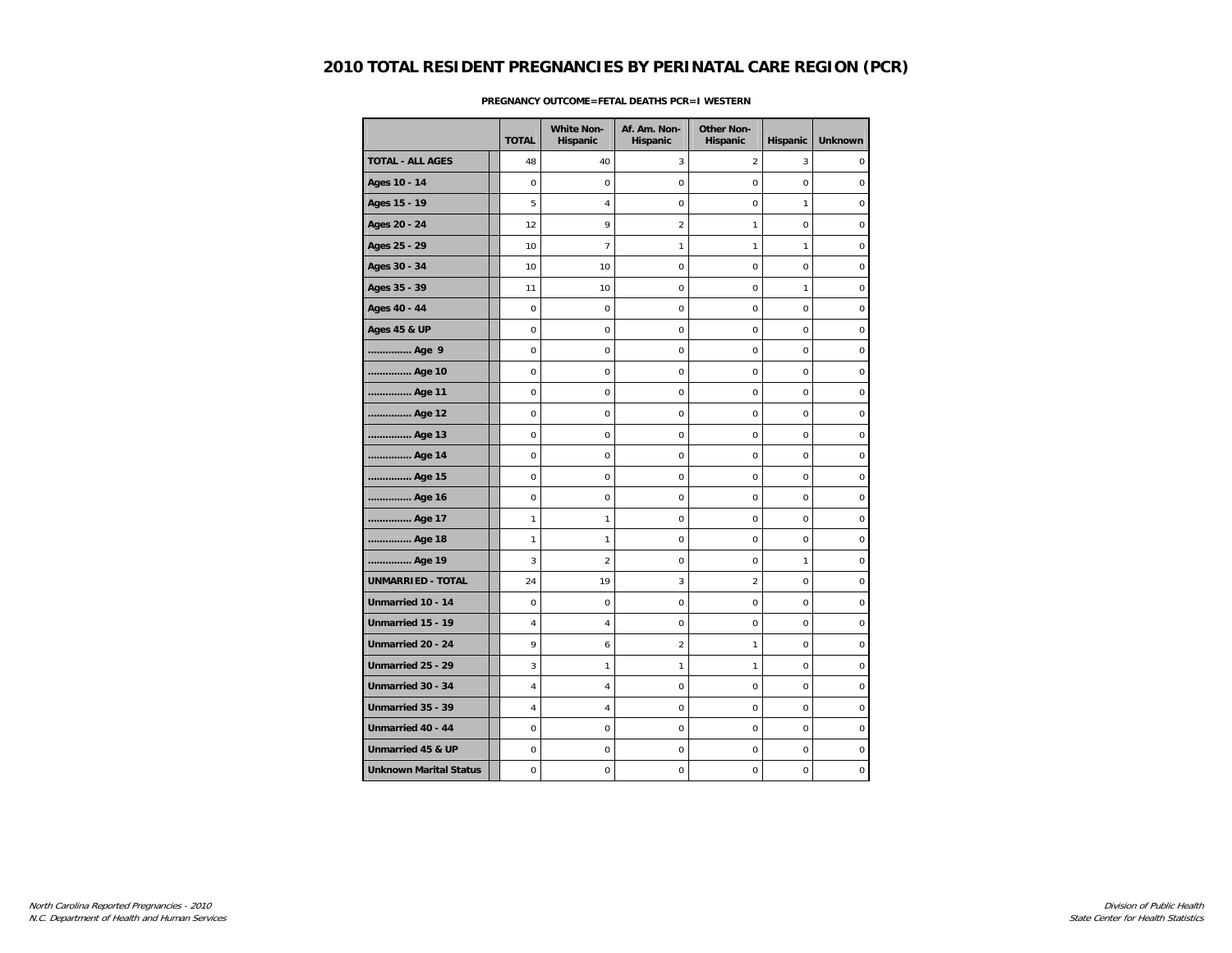# 2010 TOTAL RESIDENT PREGNANCIES BY PERINATAL CARE REGION (PCR)

**PREGNANCY OUTCOME=FETAL DEATHS PCR=I WESTERN**

| | TOTAL | White Non-Hispanic | Af. Am. Non-Hispanic | Other Non-Hispanic | Hispanic | Unknown |
|---|---|---|---|---|---|---|
| **TOTAL - ALL AGES** | 48 | 40 | 3 | 2 | 3 | 0 |
| **Ages 10 - 14** | 0 | 0 | 0 | 0 | 0 | 0 |
| **Ages 15 - 19** | 5 | 4 | 0 | 0 | 1 | 0 |
| **Ages 20 - 24** | 12 | 9 | 2 | 1 | 0 | 0 |
| **Ages 25 - 29** | 10 | 7 | 1 | 1 | 1 | 0 |
| **Ages 30 - 34** | 10 | 10 | 0 | 0 | 0 | 0 |
| **Ages 35 - 39** | 11 | 10 | 0 | 0 | 1 | 0 |
| **Ages 40 - 44** | 0 | 0 | 0 | 0 | 0 | 0 |
| **Ages 45 & UP** | 0 | 0 | 0 | 0 | 0 | 0 |
| **.............. Age 9** | 0 | 0 | 0 | 0 | 0 | 0 |
| **.............. Age 10** | 0 | 0 | 0 | 0 | 0 | 0 |
| **.............. Age 11** | 0 | 0 | 0 | 0 | 0 | 0 |
| **.............. Age 12** | 0 | 0 | 0 | 0 | 0 | 0 |
| **.............. Age 13** | 0 | 0 | 0 | 0 | 0 | 0 |
| **.............. Age 14** | 0 | 0 | 0 | 0 | 0 | 0 |
| **.............. Age 15** | 0 | 0 | 0 | 0 | 0 | 0 |
| **.............. Age 16** | 0 | 0 | 0 | 0 | 0 | 0 |
| **.............. Age 17** | 1 | 1 | 0 | 0 | 0 | 0 |
| **.............. Age 18** | 1 | 1 | 0 | 0 | 0 | 0 |
| **.............. Age 19** | 3 | 2 | 0 | 0 | 1 | 0 |
| **UNMARRIED - TOTAL** | 24 | 19 | 3 | 2 | 0 | 0 |
| **Unmarried 10 - 14** | 0 | 0 | 0 | 0 | 0 | 0 |
| **Unmarried 15 - 19** | 4 | 4 | 0 | 0 | 0 | 0 |
| **Unmarried 20 - 24** | 9 | 6 | 2 | 1 | 0 | 0 |
| **Unmarried 25 - 29** | 3 | 1 | 1 | 1 | 0 | 0 |
| **Unmarried 30 - 34** | 4 | 4 | 0 | 0 | 0 | 0 |
| **Unmarried 35 - 39** | 4 | 4 | 0 | 0 | 0 | 0 |
| **Unmarried 40 - 44** | 0 | 0 | 0 | 0 | 0 | 0 |
| **Unmarried 45 & UP** | 0 | 0 | 0 | 0 | 0 | 0 |
| **Unknown Marital Status** | 0 | 0 | 0 | 0 | 0 | 0 |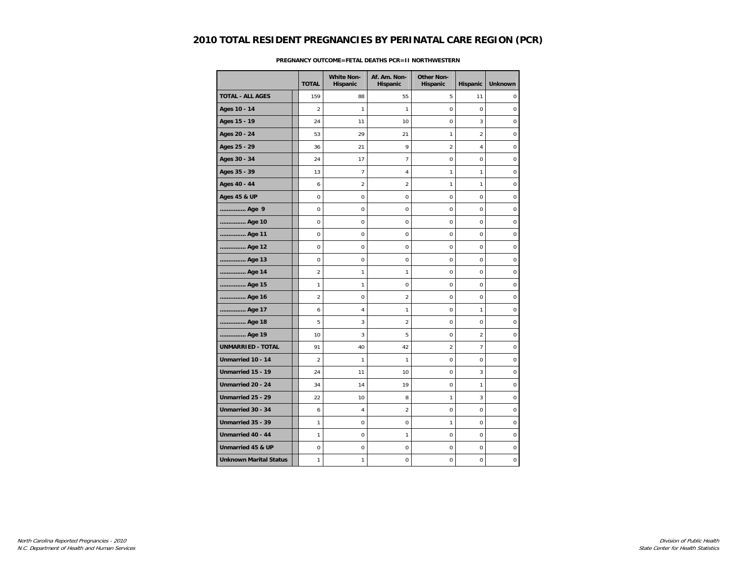# 2010 TOTAL RESIDENT PREGNANCIES BY PERINATAL CARE REGION (PCR)

**PREGNANCY OUTCOME=FETAL DEATHS PCR=II NORTHWESTERN**

| | TOTAL | White Non-Hispanic | Af. Am. Non-Hispanic | Other Non-Hispanic | Hispanic | Unknown |
|---|---|---|---|---|---|---|
| **TOTAL - ALL AGES** | 159 | 88 | 55 | 5 | 11 | 0 |
| **Ages 10 - 14** | 2 | 1 | 1 | 0 | 0 | 0 |
| **Ages 15 - 19** | 24 | 11 | 10 | 0 | 3 | 0 |
| **Ages 20 - 24** | 53 | 29 | 21 | 1 | 2 | 0 |
| **Ages 25 - 29** | 36 | 21 | 9 | 2 | 4 | 0 |
| **Ages 30 - 34** | 24 | 17 | 7 | 0 | 0 | 0 |
| **Ages 35 - 39** | 13 | 7 | 4 | 1 | 1 | 0 |
| **Ages 40 - 44** | 6 | 2 | 2 | 1 | 1 | 0 |
| **Ages 45 & UP** | 0 | 0 | 0 | 0 | 0 | 0 |
| **.............. Age 9** | 0 | 0 | 0 | 0 | 0 | 0 |
| **.............. Age 10** | 0 | 0 | 0 | 0 | 0 | 0 |
| **.............. Age 11** | 0 | 0 | 0 | 0 | 0 | 0 |
| **.............. Age 12** | 0 | 0 | 0 | 0 | 0 | 0 |
| **.............. Age 13** | 0 | 0 | 0 | 0 | 0 | 0 |
| **.............. Age 14** | 2 | 1 | 1 | 0 | 0 | 0 |
| **.............. Age 15** | 1 | 1 | 0 | 0 | 0 | 0 |
| **.............. Age 16** | 2 | 0 | 2 | 0 | 0 | 0 |
| **.............. Age 17** | 6 | 4 | 1 | 0 | 1 | 0 |
| **.............. Age 18** | 5 | 3 | 2 | 0 | 0 | 0 |
| **.............. Age 19** | 10 | 3 | 5 | 0 | 2 | 0 |
| **UNMARRIED - TOTAL** | 91 | 40 | 42 | 2 | 7 | 0 |
| **Unmarried 10 - 14** | 2 | 1 | 1 | 0 | 0 | 0 |
| **Unmarried 15 - 19** | 24 | 11 | 10 | 0 | 3 | 0 |
| **Unmarried 20 - 24** | 34 | 14 | 19 | 0 | 1 | 0 |
| **Unmarried 25 - 29** | 22 | 10 | 8 | 1 | 3 | 0 |
| **Unmarried 30 - 34** | 6 | 4 | 2 | 0 | 0 | 0 |
| **Unmarried 35 - 39** | 1 | 0 | 0 | 1 | 0 | 0 |
| **Unmarried 40 - 44** | 1 | 0 | 1 | 0 | 0 | 0 |
| **Unmarried 45 & UP** | 0 | 0 | 0 | 0 | 0 | 0 |
| **Unknown Marital Status** | 1 | 1 | 0 | 0 | 0 | 0 |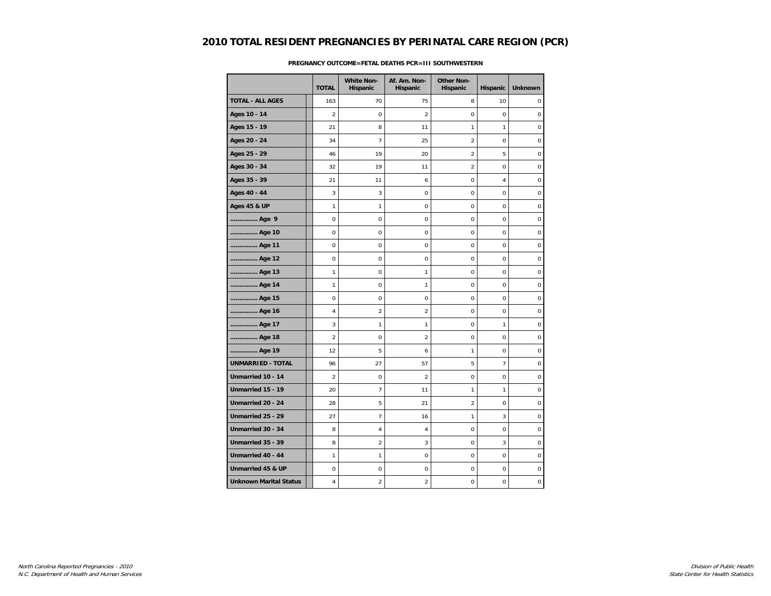# 2010 TOTAL RESIDENT PREGNANCIES BY PERINATAL CARE REGION (PCR)

**PREGNANCY OUTCOME=FETAL DEATHS PCR=III SOUTHWESTERN**

| | TOTAL | White Non-Hispanic | Af. Am. Non-Hispanic | Other Non-Hispanic | Hispanic | Unknown |
|---|---|---|---|---|---|---|
| **TOTAL - ALL AGES** | 163 | 70 | 75 | 8 | 10 | 0 |
| **Ages 10 - 14** | 2 | 0 | 2 | 0 | 0 | 0 |
| **Ages 15 - 19** | 21 | 8 | 11 | 1 | 1 | 0 |
| **Ages 20 - 24** | 34 | 7 | 25 | 2 | 0 | 0 |
| **Ages 25 - 29** | 46 | 19 | 20 | 2 | 5 | 0 |
| **Ages 30 - 34** | 32 | 19 | 11 | 2 | 0 | 0 |
| **Ages 35 - 39** | 21 | 11 | 6 | 0 | 4 | 0 |
| **Ages 40 - 44** | 3 | 3 | 0 | 0 | 0 | 0 |
| **Ages 45 & UP** | 1 | 1 | 0 | 0 | 0 | 0 |
| **.............. Age 9** | 0 | 0 | 0 | 0 | 0 | 0 |
| **.............. Age 10** | 0 | 0 | 0 | 0 | 0 | 0 |
| **.............. Age 11** | 0 | 0 | 0 | 0 | 0 | 0 |
| **.............. Age 12** | 0 | 0 | 0 | 0 | 0 | 0 |
| **.............. Age 13** | 1 | 0 | 1 | 0 | 0 | 0 |
| **.............. Age 14** | 1 | 0 | 1 | 0 | 0 | 0 |
| **.............. Age 15** | 0 | 0 | 0 | 0 | 0 | 0 |
| **.............. Age 16** | 4 | 2 | 2 | 0 | 0 | 0 |
| **.............. Age 17** | 3 | 1 | 1 | 0 | 1 | 0 |
| **.............. Age 18** | 2 | 0 | 2 | 0 | 0 | 0 |
| **.............. Age 19** | 12 | 5 | 6 | 1 | 0 | 0 |
| **UNMARRIED - TOTAL** | 96 | 27 | 57 | 5 | 7 | 0 |
| **Unmarried 10 - 14** | 2 | 0 | 2 | 0 | 0 | 0 |
| **Unmarried 15 - 19** | 20 | 7 | 11 | 1 | 1 | 0 |
| **Unmarried 20 - 24** | 28 | 5 | 21 | 2 | 0 | 0 |
| **Unmarried 25 - 29** | 27 | 7 | 16 | 1 | 3 | 0 |
| **Unmarried 30 - 34** | 8 | 4 | 4 | 0 | 0 | 0 |
| **Unmarried 35 - 39** | 8 | 2 | 3 | 0 | 3 | 0 |
| **Unmarried 40 - 44** | 1 | 1 | 0 | 0 | 0 | 0 |
| **Unmarried 45 & UP** | 0 | 0 | 0 | 0 | 0 | 0 |
| **Unknown Marital Status** | 4 | 2 | 2 | 0 | 0 | 0 |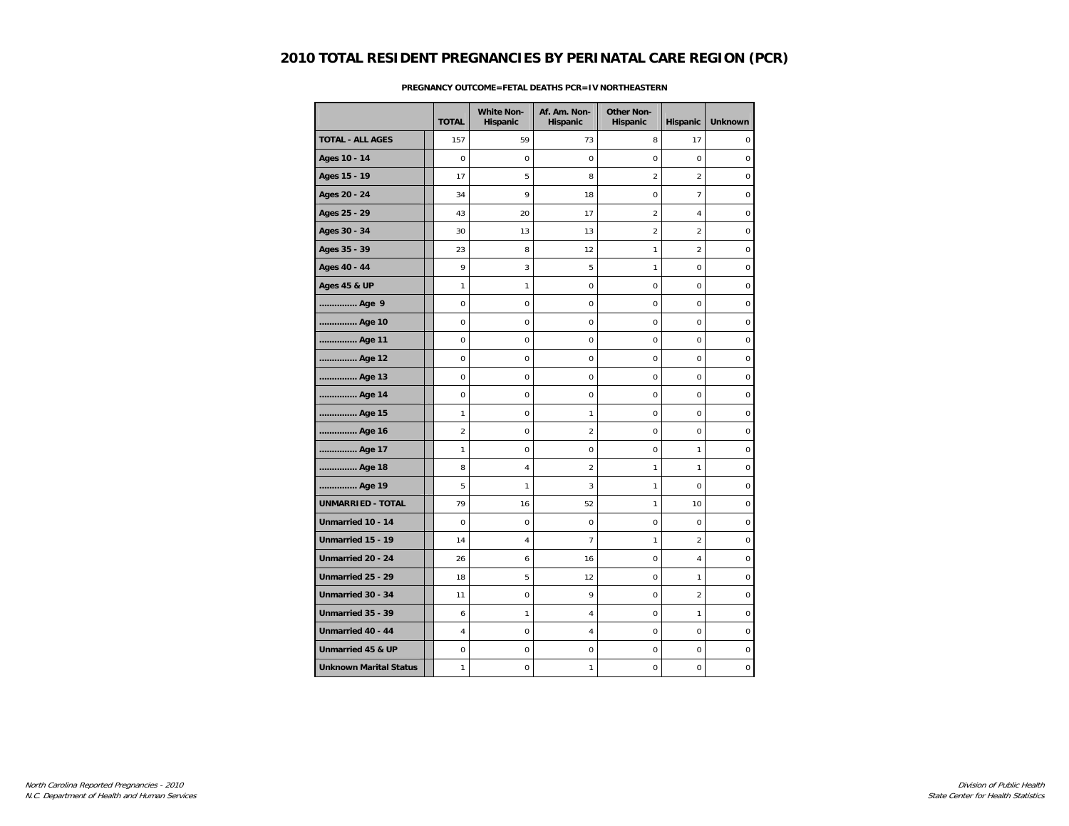# 2010 TOTAL RESIDENT PREGNANCIES BY PERINATAL CARE REGION (PCR)

**PREGNANCY OUTCOME=FETAL DEATHS PCR=IV NORTHEASTERN**

| | TOTAL | White Non-Hispanic | Af. Am. Non-Hispanic | Other Non-Hispanic | Hispanic | Unknown |
|---|---|---|---|---|---|---|
| **TOTAL - ALL AGES** | 157 | 59 | 73 | 8 | 17 | 0 |
| **Ages 10 - 14** | 0 | 0 | 0 | 0 | 0 | 0 |
| **Ages 15 - 19** | 17 | 5 | 8 | 2 | 2 | 0 |
| **Ages 20 - 24** | 34 | 9 | 18 | 0 | 7 | 0 |
| **Ages 25 - 29** | 43 | 20 | 17 | 2 | 4 | 0 |
| **Ages 30 - 34** | 30 | 13 | 13 | 2 | 2 | 0 |
| **Ages 35 - 39** | 23 | 8 | 12 | 1 | 2 | 0 |
| **Ages 40 - 44** | 9 | 3 | 5 | 1 | 0 | 0 |
| **Ages 45 & UP** | 1 | 1 | 0 | 0 | 0 | 0 |
| **.............. Age 9** | 0 | 0 | 0 | 0 | 0 | 0 |
| **.............. Age 10** | 0 | 0 | 0 | 0 | 0 | 0 |
| **.............. Age 11** | 0 | 0 | 0 | 0 | 0 | 0 |
| **.............. Age 12** | 0 | 0 | 0 | 0 | 0 | 0 |
| **.............. Age 13** | 0 | 0 | 0 | 0 | 0 | 0 |
| **.............. Age 14** | 0 | 0 | 0 | 0 | 0 | 0 |
| **.............. Age 15** | 1 | 0 | 1 | 0 | 0 | 0 |
| **.............. Age 16** | 2 | 0 | 2 | 0 | 0 | 0 |
| **.............. Age 17** | 1 | 0 | 0 | 0 | 1 | 0 |
| **.............. Age 18** | 8 | 4 | 2 | 1 | 1 | 0 |
| **.............. Age 19** | 5 | 1 | 3 | 1 | 0 | 0 |
| **UNMARRIED - TOTAL** | 79 | 16 | 52 | 1 | 10 | 0 |
| **Unmarried 10 - 14** | 0 | 0 | 0 | 0 | 0 | 0 |
| **Unmarried 15 - 19** | 14 | 4 | 7 | 1 | 2 | 0 |
| **Unmarried 20 - 24** | 26 | 6 | 16 | 0 | 4 | 0 |
| **Unmarried 25 - 29** | 18 | 5 | 12 | 0 | 1 | 0 |
| **Unmarried 30 - 34** | 11 | 0 | 9 | 0 | 2 | 0 |
| **Unmarried 35 - 39** | 6 | 1 | 4 | 0 | 1 | 0 |
| **Unmarried 40 - 44** | 4 | 0 | 4 | 0 | 0 | 0 |
| **Unmarried 45 & UP** | 0 | 0 | 0 | 0 | 0 | 0 |
| **Unknown Marital Status** | 1 | 0 | 1 | 0 | 0 | 0 |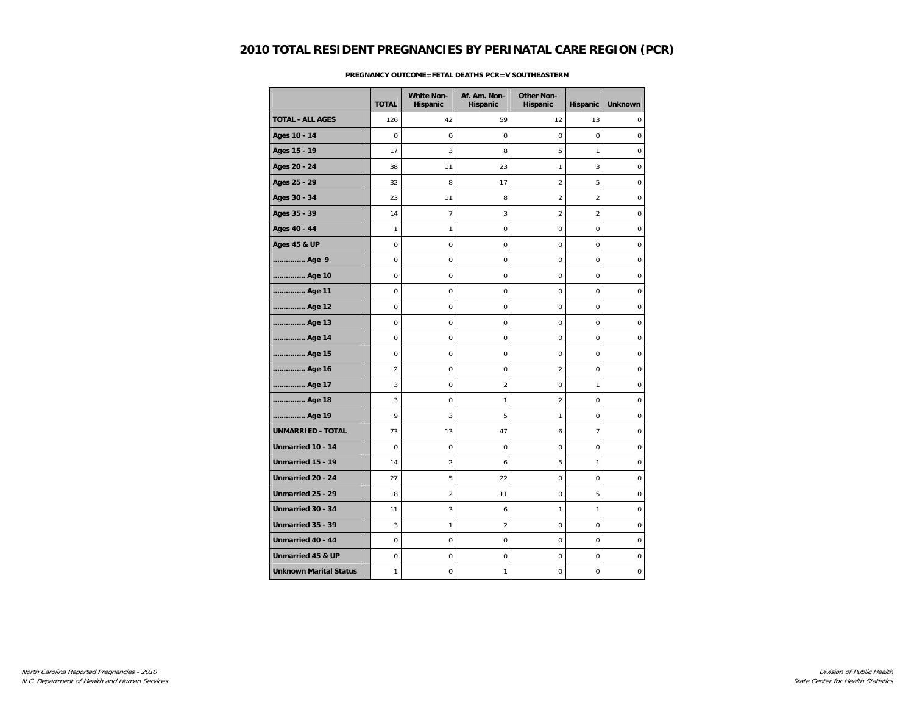# 2010 TOTAL RESIDENT PREGNANCIES BY PERINATAL CARE REGION (PCR)

**PREGNANCY OUTCOME=FETAL DEATHS PCR=V SOUTHEASTERN**

| | TOTAL | White Non-Hispanic | Af. Am. Non-Hispanic | Other Non-Hispanic | Hispanic | Unknown |
|---|---|---|---|---|---|---|
| **TOTAL - ALL AGES** | 126 | 42 | 59 | 12 | 13 | 0 |
| **Ages 10 - 14** | 0 | 0 | 0 | 0 | 0 | 0 |
| **Ages 15 - 19** | 17 | 3 | 8 | 5 | 1 | 0 |
| **Ages 20 - 24** | 38 | 11 | 23 | 1 | 3 | 0 |
| **Ages 25 - 29** | 32 | 8 | 17 | 2 | 5 | 0 |
| **Ages 30 - 34** | 23 | 11 | 8 | 2 | 2 | 0 |
| **Ages 35 - 39** | 14 | 7 | 3 | 2 | 2 | 0 |
| **Ages 40 - 44** | 1 | 1 | 0 | 0 | 0 | 0 |
| **Ages 45 & UP** | 0 | 0 | 0 | 0 | 0 | 0 |
| **............... Age 9** | 0 | 0 | 0 | 0 | 0 | 0 |
| **............... Age 10** | 0 | 0 | 0 | 0 | 0 | 0 |
| **............... Age 11** | 0 | 0 | 0 | 0 | 0 | 0 |
| **............... Age 12** | 0 | 0 | 0 | 0 | 0 | 0 |
| **............... Age 13** | 0 | 0 | 0 | 0 | 0 | 0 |
| **............... Age 14** | 0 | 0 | 0 | 0 | 0 | 0 |
| **............... Age 15** | 0 | 0 | 0 | 0 | 0 | 0 |
| **............... Age 16** | 2 | 0 | 0 | 2 | 0 | 0 |
| **............... Age 17** | 3 | 0 | 2 | 0 | 1 | 0 |
| **............... Age 18** | 3 | 0 | 1 | 2 | 0 | 0 |
| **............... Age 19** | 9 | 3 | 5 | 1 | 0 | 0 |
| **UNMARRIED - TOTAL** | 73 | 13 | 47 | 6 | 7 | 0 |
| **Unmarried 10 - 14** | 0 | 0 | 0 | 0 | 0 | 0 |
| **Unmarried 15 - 19** | 14 | 2 | 6 | 5 | 1 | 0 |
| **Unmarried 20 - 24** | 27 | 5 | 22 | 0 | 0 | 0 |
| **Unmarried 25 - 29** | 18 | 2 | 11 | 0 | 5 | 0 |
| **Unmarried 30 - 34** | 11 | 3 | 6 | 1 | 1 | 0 |
| **Unmarried 35 - 39** | 3 | 1 | 2 | 0 | 0 | 0 |
| **Unmarried 40 - 44** | 0 | 0 | 0 | 0 | 0 | 0 |
| **Unmarried 45 & UP** | 0 | 0 | 0 | 0 | 0 | 0 |
| **Unknown Marital Status** | 1 | 0 | 1 | 0 | 0 | 0 |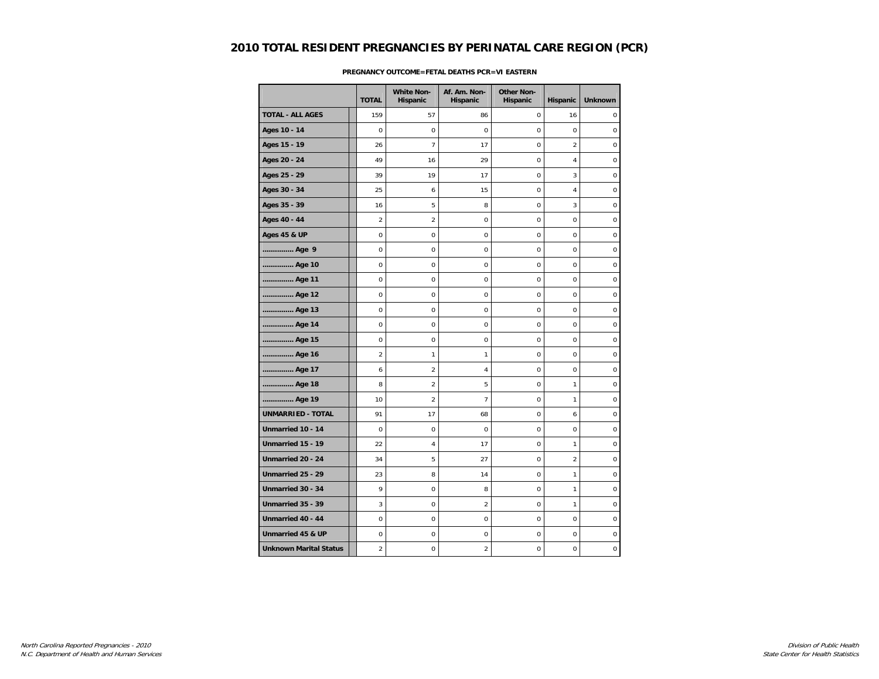# 2010 TOTAL RESIDENT PREGNANCIES BY PERINATAL CARE REGION (PCR)

**PREGNANCY OUTCOME=FETAL DEATHS PCR=VI EASTERN**

| | TOTAL | White Non-Hispanic | Af. Am. Non-Hispanic | Other Non-Hispanic | Hispanic | Unknown |
|---|---|---|---|---|---|---|
| **TOTAL - ALL AGES** | 159 | 57 | 86 | 0 | 16 | 0 |
| **Ages 10 - 14** | 0 | 0 | 0 | 0 | 0 | 0 |
| **Ages 15 - 19** | 26 | 7 | 17 | 0 | 2 | 0 |
| **Ages 20 - 24** | 49 | 16 | 29 | 0 | 4 | 0 |
| **Ages 25 - 29** | 39 | 19 | 17 | 0 | 3 | 0 |
| **Ages 30 - 34** | 25 | 6 | 15 | 0 | 4 | 0 |
| **Ages 35 - 39** | 16 | 5 | 8 | 0 | 3 | 0 |
| **Ages 40 - 44** | 2 | 2 | 0 | 0 | 0 | 0 |
| **Ages 45 & UP** | 0 | 0 | 0 | 0 | 0 | 0 |
| **.............. Age 9** | 0 | 0 | 0 | 0 | 0 | 0 |
| **.............. Age 10** | 0 | 0 | 0 | 0 | 0 | 0 |
| **.............. Age 11** | 0 | 0 | 0 | 0 | 0 | 0 |
| **.............. Age 12** | 0 | 0 | 0 | 0 | 0 | 0 |
| **.............. Age 13** | 0 | 0 | 0 | 0 | 0 | 0 |
| **.............. Age 14** | 0 | 0 | 0 | 0 | 0 | 0 |
| **.............. Age 15** | 0 | 0 | 0 | 0 | 0 | 0 |
| **.............. Age 16** | 2 | 1 | 1 | 0 | 0 | 0 |
| **.............. Age 17** | 6 | 2 | 4 | 0 | 0 | 0 |
| **.............. Age 18** | 8 | 2 | 5 | 0 | 1 | 0 |
| **.............. Age 19** | 10 | 2 | 7 | 0 | 1 | 0 |
| **UNMARRIED - TOTAL** | 91 | 17 | 68 | 0 | 6 | 0 |
| **Unmarried 10 - 14** | 0 | 0 | 0 | 0 | 0 | 0 |
| **Unmarried 15 - 19** | 22 | 4 | 17 | 0 | 1 | 0 |
| **Unmarried 20 - 24** | 34 | 5 | 27 | 0 | 2 | 0 |
| **Unmarried 25 - 29** | 23 | 8 | 14 | 0 | 1 | 0 |
| **Unmarried 30 - 34** | 9 | 0 | 8 | 0 | 1 | 0 |
| **Unmarried 35 - 39** | 3 | 0 | 2 | 0 | 1 | 0 |
| **Unmarried 40 - 44** | 0 | 0 | 0 | 0 | 0 | 0 |
| **Unmarried 45 & UP** | 0 | 0 | 0 | 0 | 0 | 0 |
| **Unknown Marital Status** | 2 | 0 | 2 | 0 | 0 | 0 |